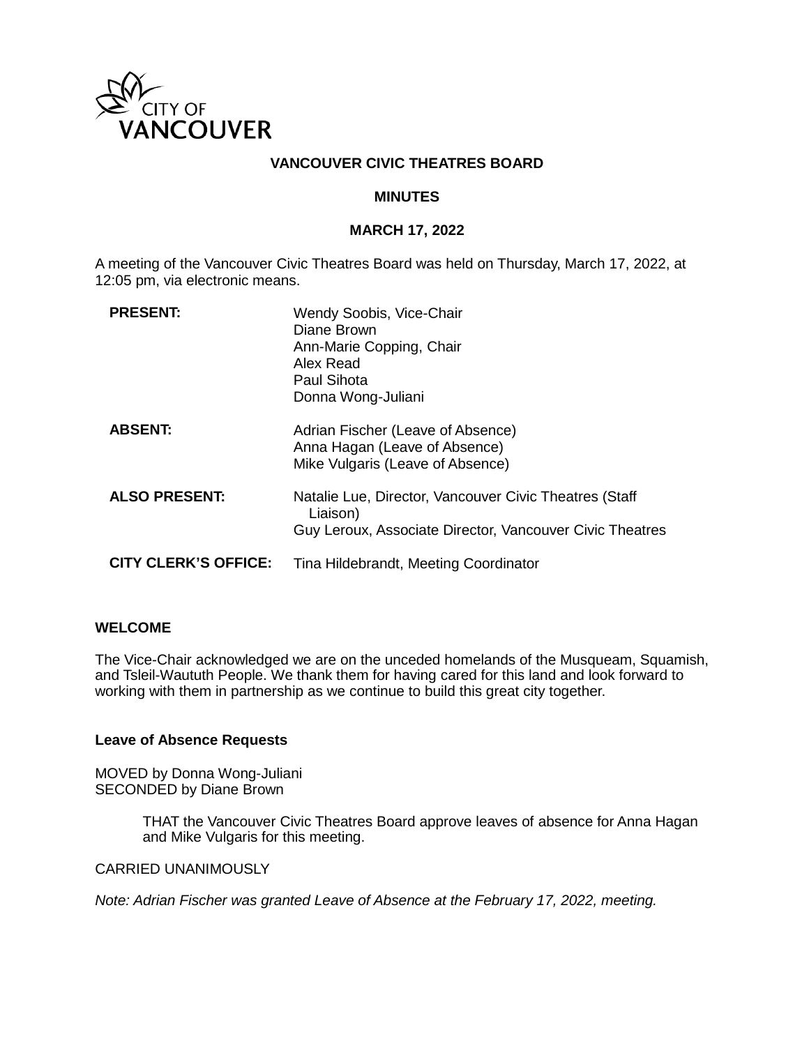CITY OF VANCOUVER

# VANCOUVER CIVIC THEATRES BOARD

## MINUTES

## MARCH 17, 2022

A meeting of the Vancouver Civic Theatres Board was held on Thursday, March 17, 2022, at 12:05 pm, via electronic means.

| | |
|---|---|
| **PRESENT:** | Wendy Soobis, Vice-Chair<br>Diane Brown<br>Ann-Marie Copping, Chair<br>Alex Read<br>Paul Sihota<br>Donna Wong-Juliani |
| **ABSENT:** | Adrian Fischer (Leave of Absence)<br>Anna Hagan (Leave of Absence)<br>Mike Vulgaris (Leave of Absence) |
| **ALSO PRESENT:** | Natalie Lue, Director, Vancouver Civic Theatres (Staff Liaison)<br>Guy Leroux, Associate Director, Vancouver Civic Theatres |
| **CITY CLERK'S OFFICE:** | Tina Hildebrandt, Meeting Coordinator |

### WELCOME

The Vice-Chair acknowledged we are on the unceded homelands of the Musqueam, Squamish, and Tsleil-Waututh People. We thank them for having cared for this land and look forward to working with them in partnership as we continue to build this great city together.

### Leave of Absence Requests

MOVED by Donna Wong-Juliani
SECONDED by Diane Brown

> THAT the Vancouver Civic Theatres Board approve leaves of absence for Anna Hagan and Mike Vulgaris for this meeting.

CARRIED UNANIMOUSLY

*Note: Adrian Fischer was granted Leave of Absence at the February 17, 2022, meeting.*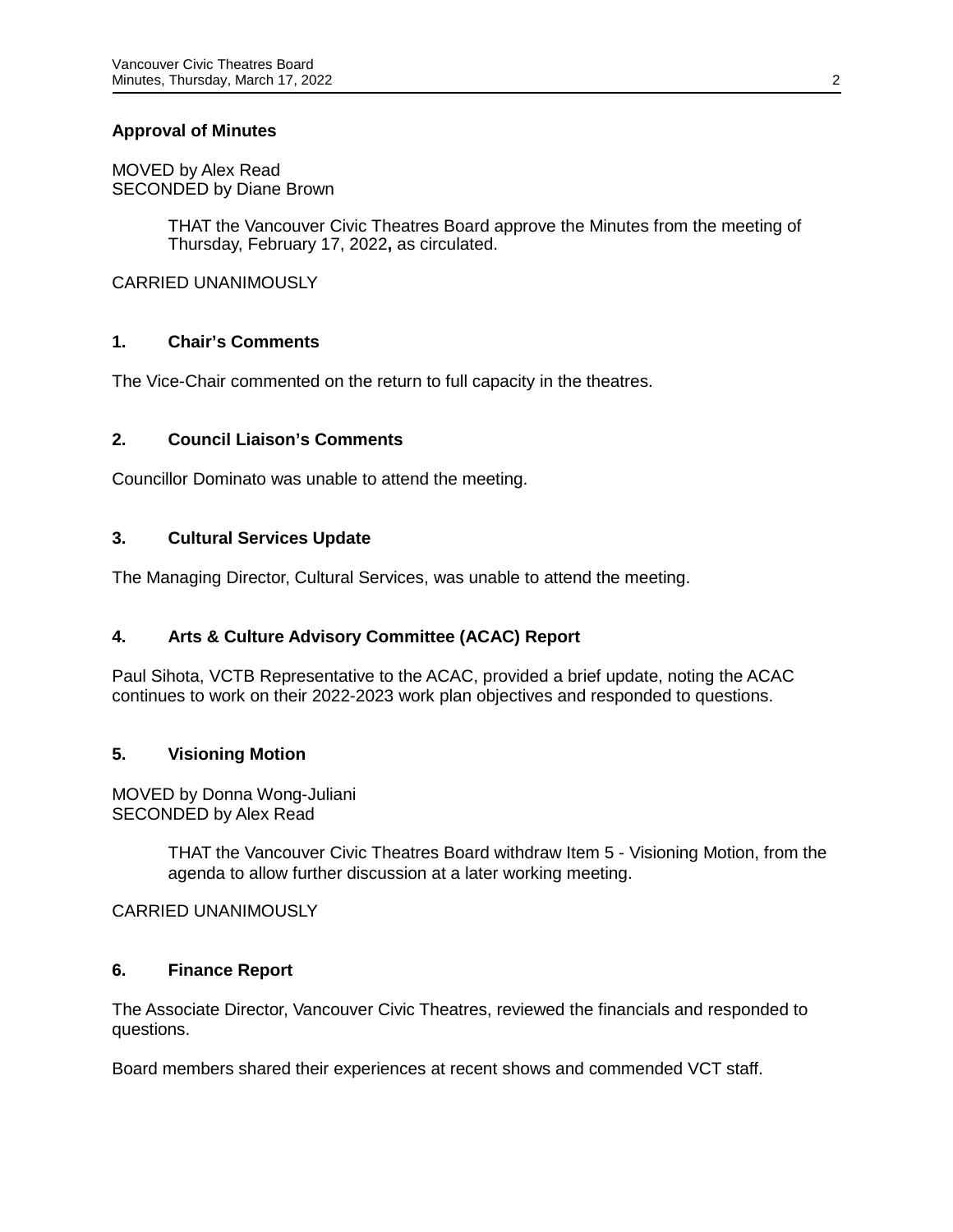**Approval of Minutes**

MOVED by Alex Read
SECONDED by Diane Brown

> THAT the Vancouver Civic Theatres Board approve the Minutes from the meeting of Thursday, February 17, 2022**,** as circulated.

CARRIED UNANIMOUSLY

## 1. Chair's Comments

The Vice-Chair commented on the return to full capacity in the theatres.

## 2. Council Liaison's Comments

Councillor Dominato was unable to attend the meeting.

## 3. Cultural Services Update

The Managing Director, Cultural Services, was unable to attend the meeting.

## 4. Arts & Culture Advisory Committee (ACAC) Report

Paul Sihota, VCTB Representative to the ACAC, provided a brief update, noting the ACAC continues to work on their 2022-2023 work plan objectives and responded to questions.

## 5. Visioning Motion

MOVED by Donna Wong-Juliani
SECONDED by Alex Read

> THAT the Vancouver Civic Theatres Board withdraw Item 5 - Visioning Motion, from the agenda to allow further discussion at a later working meeting.

CARRIED UNANIMOUSLY

## 6. Finance Report

The Associate Director, Vancouver Civic Theatres, reviewed the financials and responded to questions.

Board members shared their experiences at recent shows and commended VCT staff.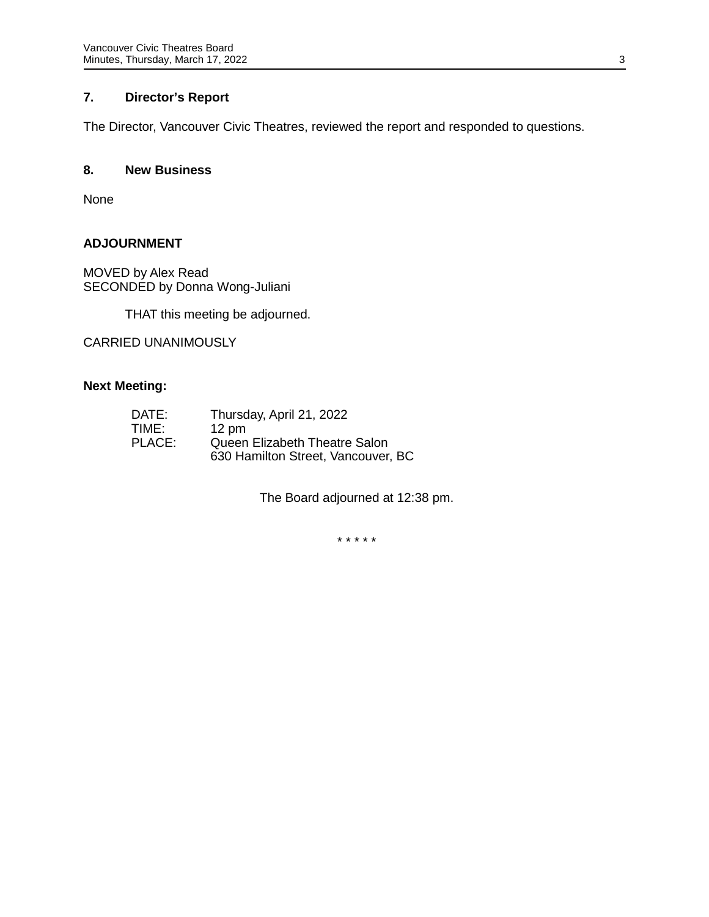## 7. Director's Report

The Director, Vancouver Civic Theatres, reviewed the report and responded to questions.

## 8. New Business

None

## ADJOURNMENT

MOVED by Alex Read
SECONDED by Donna Wong-Juliani

THAT this meeting be adjourned.

CARRIED UNANIMOUSLY

**Next Meeting:**

| | |
|---|---|
| DATE: | Thursday, April 21, 2022 |
| TIME: | 12 pm |
| PLACE: | Queen Elizabeth Theatre Salon<br>630 Hamilton Street, Vancouver, BC |

The Board adjourned at 12:38 pm.

* * * * *